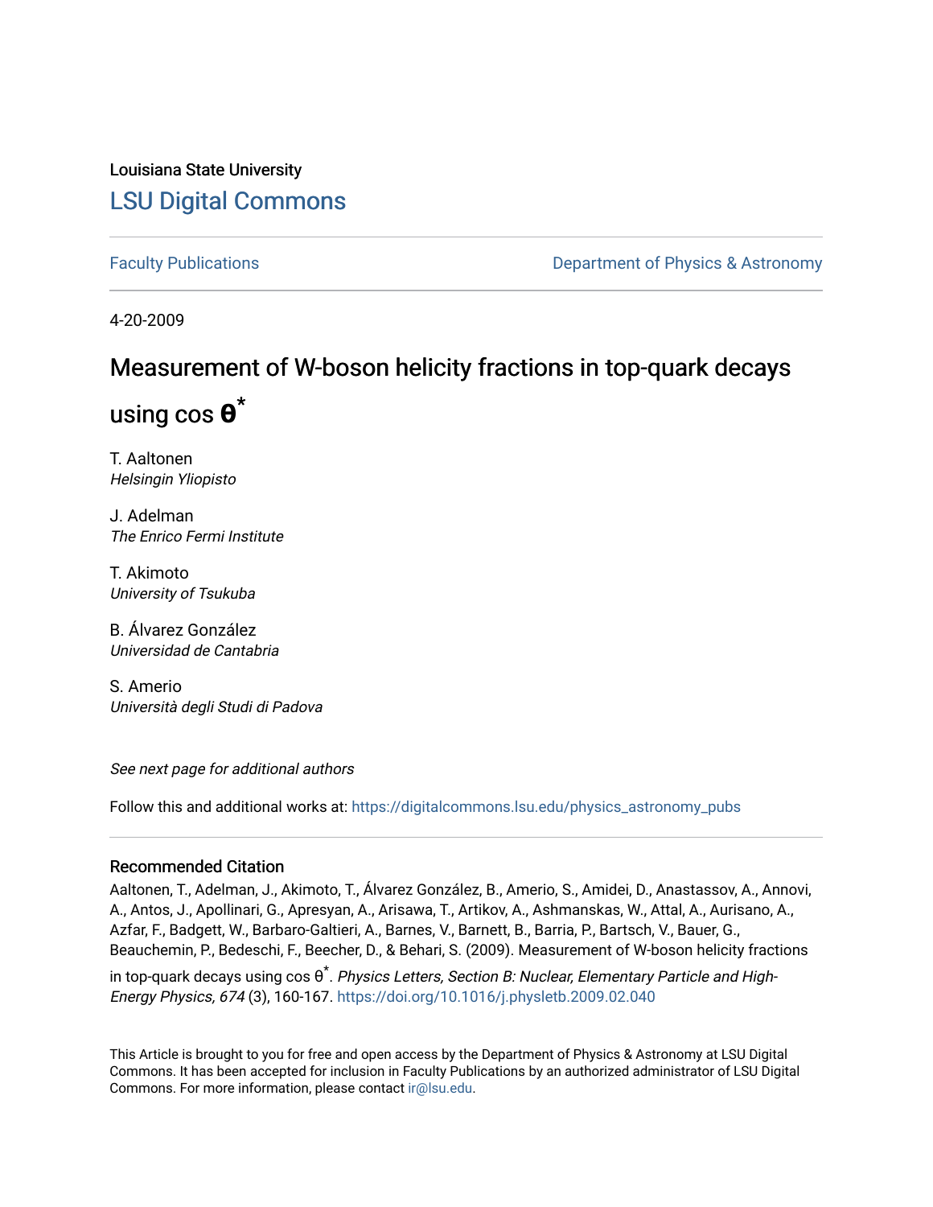Louisiana State University

# LSU Digital Commons

Faculty Publications

Department of Physics & Astronomy

4-20-2009

# Measurement of W-boson helicity fractions in top-quark decays using cos $\theta^*$

T. Aaltonen
*Helsingin Yliopisto*

J. Adelman
*The Enrico Fermi Institute*

T. Akimoto
*University of Tsukuba*

B. Álvarez González
*Universidad de Cantabria*

S. Amerio
*Università degli Studi di Padova*

*See next page for additional authors*

Follow this and additional works at: https://digitalcommons.lsu.edu/physics_astronomy_pubs

## Recommended Citation

Aaltonen, T., Adelman, J., Akimoto, T., Álvarez González, B., Amerio, S., Amidei, D., Anastassov, A., Annovi, A., Antos, J., Apollinari, G., Apresyan, A., Arisawa, T., Artikov, A., Ashmanskas, W., Attal, A., Aurisano, A., Azfar, F., Badgett, W., Barbaro-Galtieri, A., Barnes, V., Barnett, B., Barria, P., Bartsch, V., Bauer, G., Beauchemin, P., Bedeschi, F., Beecher, D., & Behari, S. (2009). Measurement of W-boson helicity fractions in top-quark decays using cos $\theta^*$. *Physics Letters, Section B: Nuclear, Elementary Particle and High-Energy Physics, 674* (3), 160-167. https://doi.org/10.1016/j.physletb.2009.02.040

This Article is brought to you for free and open access by the Department of Physics & Astronomy at LSU Digital Commons. It has been accepted for inclusion in Faculty Publications by an authorized administrator of LSU Digital Commons. For more information, please contact ir@lsu.edu.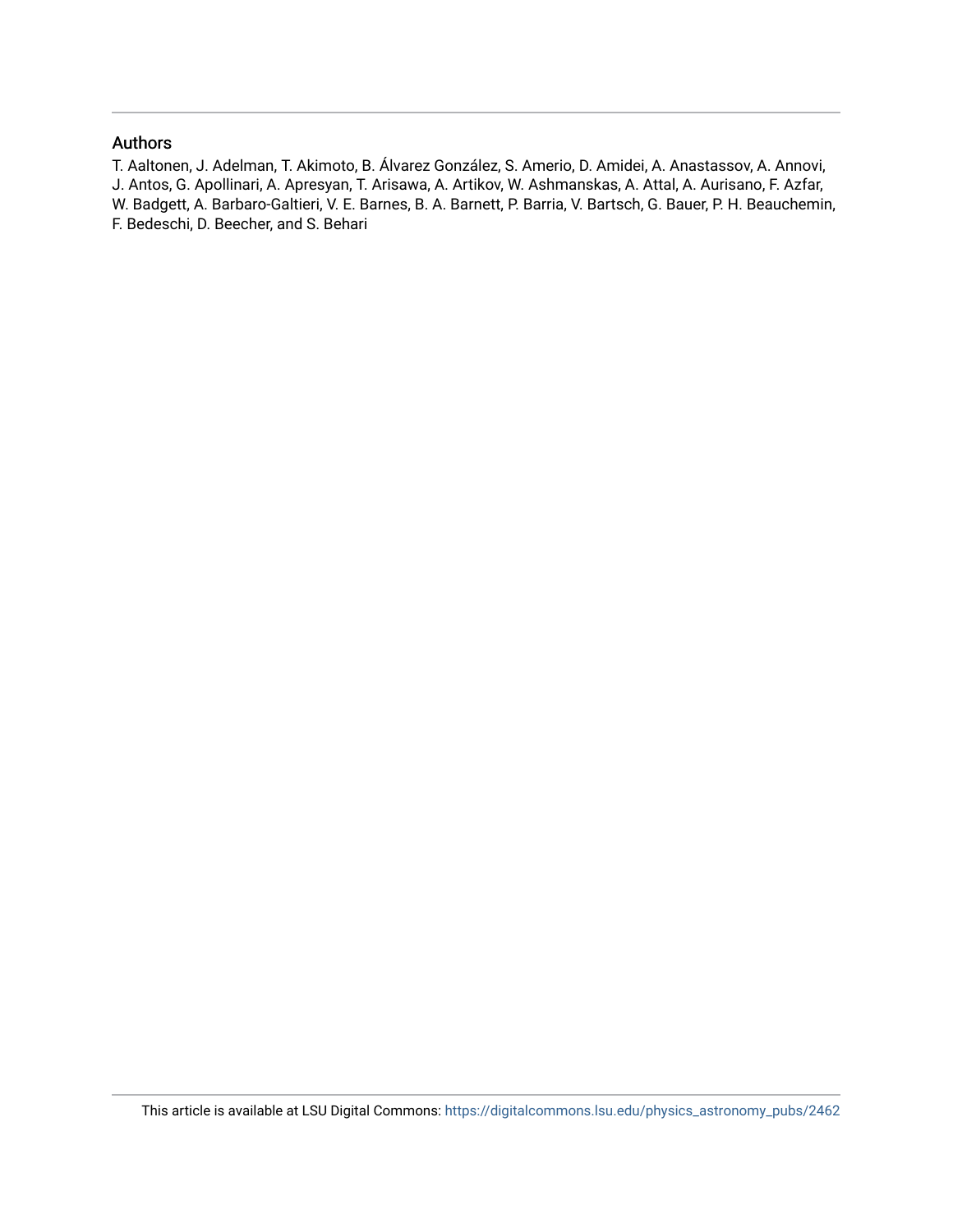## Authors

T. Aaltonen, J. Adelman, T. Akimoto, B. Álvarez González, S. Amerio, D. Amidei, A. Anastassov, A. Annovi, J. Antos, G. Apollinari, A. Apresyan, T. Arisawa, A. Artikov, W. Ashmanskas, A. Attal, A. Aurisano, F. Azfar, W. Badgett, A. Barbaro-Galtieri, V. E. Barnes, B. A. Barnett, P. Barria, V. Bartsch, G. Bauer, P. H. Beauchemin, F. Bedeschi, D. Beecher, and S. Behari

This article is available at LSU Digital Commons: https://digitalcommons.lsu.edu/physics_astronomy_pubs/2462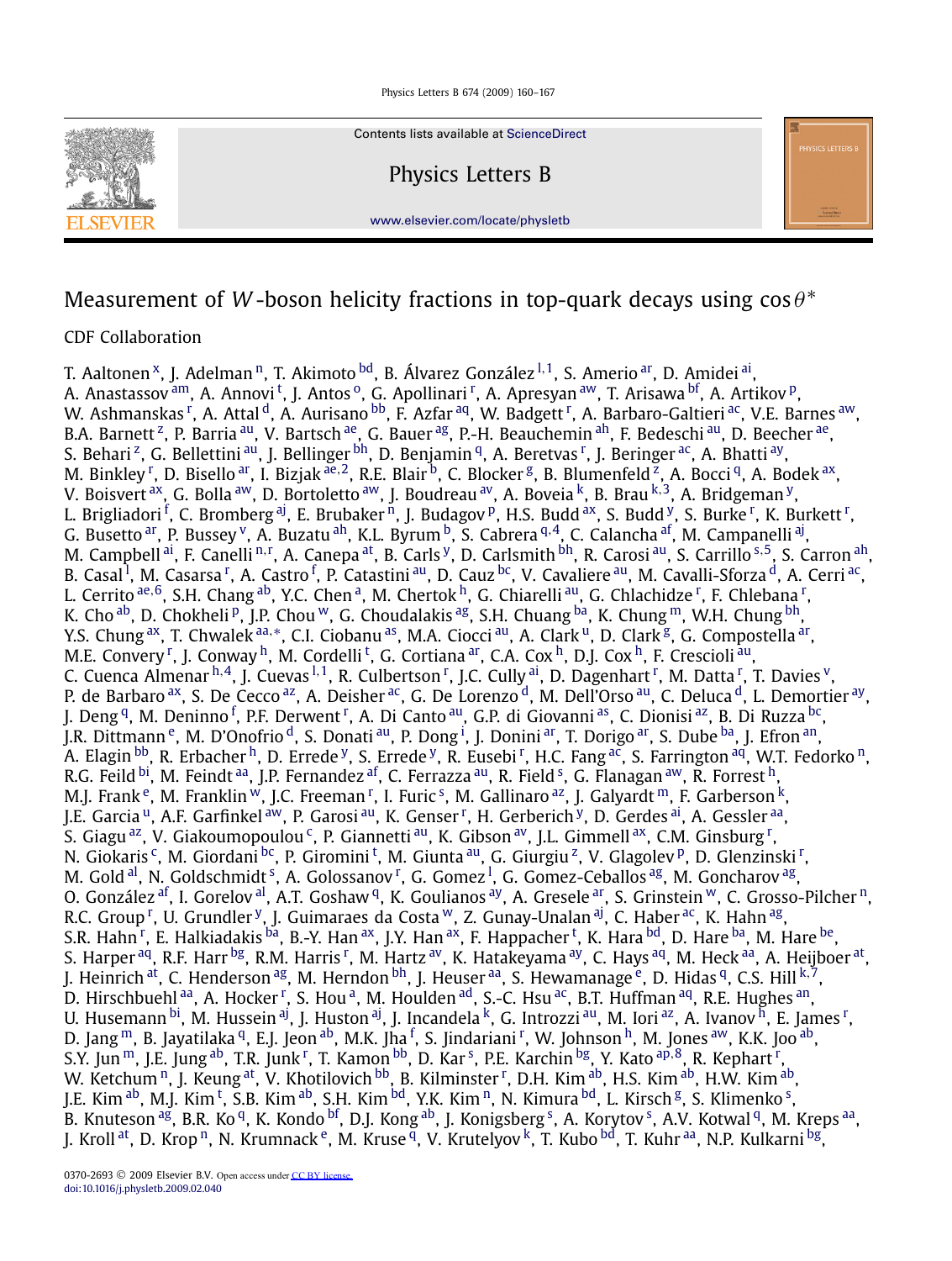Contents lists available at ScienceDirect

# Physics Letters B

www.elsevier.com/locate/physletb

# Measurement of $W$-boson helicity fractions in top-quark decays using $\cos\theta^*$

CDF Collaboration

T. Aaltonen [x], J. Adelman [n], T. Akimoto [bd], B. Álvarez González [l,1], S. Amerio [ar], D. Amidei [ai], A. Anastassov [am], A. Annovi [t], J. Antos [o], G. Apollinari [r], A. Apresyan [aw], T. Arisawa [bf], A. Artikov [p], W. Ashmanskas [r], A. Attal [d], A. Aurisano [bb], F. Azfar [aq], W. Badgett [r], A. Barbaro-Galtieri [ac], V.E. Barnes [aw], B.A. Barnett [z], P. Barria [au], V. Bartsch [ae], G. Bauer [ag], P.-H. Beauchemin [ah], F. Bedeschi [au], D. Beecher [ae], S. Behari [z], G. Bellettini [au], J. Bellinger [bh], D. Benjamin [q], A. Beretvas [r], J. Beringer [ac], A. Bhatti [ay], M. Binkley [r], D. Bisello [ar], I. Bizjak [ae,2], R.E. Blair [b], C. Blocker [g], B. Blumenfeld [z], A. Bocci [q], A. Bodek [ax], V. Boisvert [ax], G. Bolla [aw], D. Bortoletto [aw], J. Boudreau [av], A. Boveia [k], B. Brau [k,3], A. Bridgeman [y], L. Brigliadori [f], C. Bromberg [aj], E. Brubaker [n], J. Budagov [p], H.S. Budd [ax], S. Budd [y], S. Burke [r], K. Burkett [r], G. Busetto [ar], P. Bussey [v], A. Buzatu [ah], K.L. Byrum [b], S. Cabrera [q,4], C. Calancha [af], M. Campanelli [aj], M. Campbell [ai], F. Canelli [n,r], A. Canepa [at], B. Carls [y], D. Carlsmith [bh], R. Carosi [au], S. Carrillo [s,5], S. Carron [ah], B. Casal [l], M. Casarsa [r], A. Castro [f], P. Catastini [au], D. Cauz [bc], V. Cavaliere [au], M. Cavalli-Sforza [d], A. Cerri [ac], L. Cerrito [ae,6], S.H. Chang [ab], Y.C. Chen [a], M. Chertok [h], G. Chiarelli [au], G. Chlachidze [r], F. Chlebana [r], K. Cho [ab], D. Chokheli [p], J.P. Chou [w], G. Choudalakis [ag], S.H. Chuang [ba], K. Chung [m], W.H. Chung [bh], Y.S. Chung [ax], T. Chwalek [aa,*], C.I. Ciobanu [as], M.A. Ciocci [au], A. Clark [u], D. Clark [g], G. Compostella [ar], M.E. Convery [r], J. Conway [h], M. Cordelli [t], G. Cortiana [ar], C.A. Cox [h], D.J. Cox [h], F. Crescioli [au], C. Cuenca Almenar [h,4], J. Cuevas [l,1], R. Culbertson [r], J.C. Cully [ai], D. Dagenhart [r], M. Datta [r], T. Davies [v], P. de Barbaro [ax], S. De Cecco [az], A. Deisher [ac], G. De Lorenzo [d], M. Dell'Orso [au], C. Deluca [d], L. Demortier [ay], J. Deng [q], M. Deninno [f], P.F. Derwent [r], A. Di Canto [au], G.P. di Giovanni [as], C. Dionisi [az], B. Di Ruzza [bc], J.R. Dittmann [e], M. D'Onofrio [d], S. Donati [au], P. Dong [i], J. Donini [ar], T. Dorigo [ar], S. Dube [ba], J. Efron [an], A. Elagin [bb], R. Erbacher [h], D. Errede [y], S. Errede [y], R. Eusebi [r], H.C. Fang [ac], S. Farrington [aq], W.T. Fedorko [n], R.G. Feild [bi], M. Feindt [aa], J.P. Fernandez [af], C. Ferrazza [au], R. Field [s], G. Flanagan [aw], R. Forrest [h], M.J. Frank [e], M. Franklin [w], J.C. Freeman [r], I. Furic [s], M. Gallinaro [az], J. Galyardt [m], F. Garberson [k], J.E. Garcia [u], A.F. Garfinkel [aw], P. Garosi [au], K. Genser [r], H. Gerberich [y], D. Gerdes [ai], A. Gessler [aa], S. Giagu [az], V. Giakoumopoulou [c], P. Giannetti [au], K. Gibson [av], J.L. Gimmell [ax], C.M. Ginsburg [r], N. Giokaris [c], M. Giordani [bc], P. Giromini [t], M. Giunta [au], G. Giurgiu [z], V. Glagolev [p], D. Glenzinski [r], M. Gold [al], N. Goldschmidt [s], A. Golossanov [r], G. Gomez [l], G. Gomez-Ceballos [ag], M. Goncharov [ag], O. González [af], I. Gorelov [al], A.T. Goshaw [q], K. Goulianos [ay], A. Gresele [ar], S. Grinstein [w], C. Grosso-Pilcher [n], R.C. Group [r], U. Grundler [y], J. Guimaraes da Costa [w], Z. Gunay-Unalan [aj], C. Haber [ac], K. Hahn [ag], S.R. Hahn [r], E. Halkiadakis [ba], B.-Y. Han [ax], J.Y. Han [ax], F. Happacher [t], K. Hara [bd], D. Hare [ba], M. Hare [be], S. Harper [aq], R.F. Harr [bg], R.M. Harris [r], M. Hartz [av], K. Hatakeyama [ay], C. Hays [aq], M. Heck [aa], A. Heijboer [at], J. Heinrich [at], C. Henderson [ag], M. Herndon [bh], J. Heuser [aa], S. Hewamanage [e], D. Hidas [q], C.S. Hill [k,7], D. Hirschbuehl [aa], A. Hocker [r], S. Hou [a], M. Houlden [ad], S.-C. Hsu [ac], B.T. Huffman [aq], R.E. Hughes [an], U. Husemann [bi], M. Hussein [aj], J. Huston [aj], J. Incandela [k], G. Introzzi [au], M. Iori [az], A. Ivanov [h], E. James [r], D. Jang [m], B. Jayatilaka [q], E.J. Jeon [ab], M.K. Jha [f], S. Jindariani [r], W. Johnson [h], M. Jones [aw], K.K. Joo [ab], S.Y. Jun [m], J.E. Jung [ab], T.R. Junk [r], T. Kamon [bb], D. Kar [s], P.E. Karchin [bg], Y. Kato [ap,8], R. Kephart [r], W. Ketchum [n], J. Keung [at], V. Khotilovich [bb], B. Kilminster [r], D.H. Kim [ab], H.S. Kim [ab], H.W. Kim [ab], J.E. Kim [ab], M.J. Kim [t], S.B. Kim [ab], S.H. Kim [bd], Y.K. Kim [n], N. Kimura [bd], L. Kirsch [g], S. Klimenko [s], B. Knuteson [ag], B.R. Ko [q], K. Kondo [bf], D.J. Kong [ab], J. Konigsberg [s], A. Korytov [s], A.V. Kotwal [q], M. Kreps [aa], J. Kroll [at], D. Krop [n], N. Krumnack [e], M. Kruse [q], V. Krutelyov [k], T. Kubo [bd], T. Kuhr [aa], N.P. Kulkarni [bg],

0370-2693 © 2009 Elsevier B.V. Open access under CC BY license.
doi:10.1016/j.physletb.2009.02.040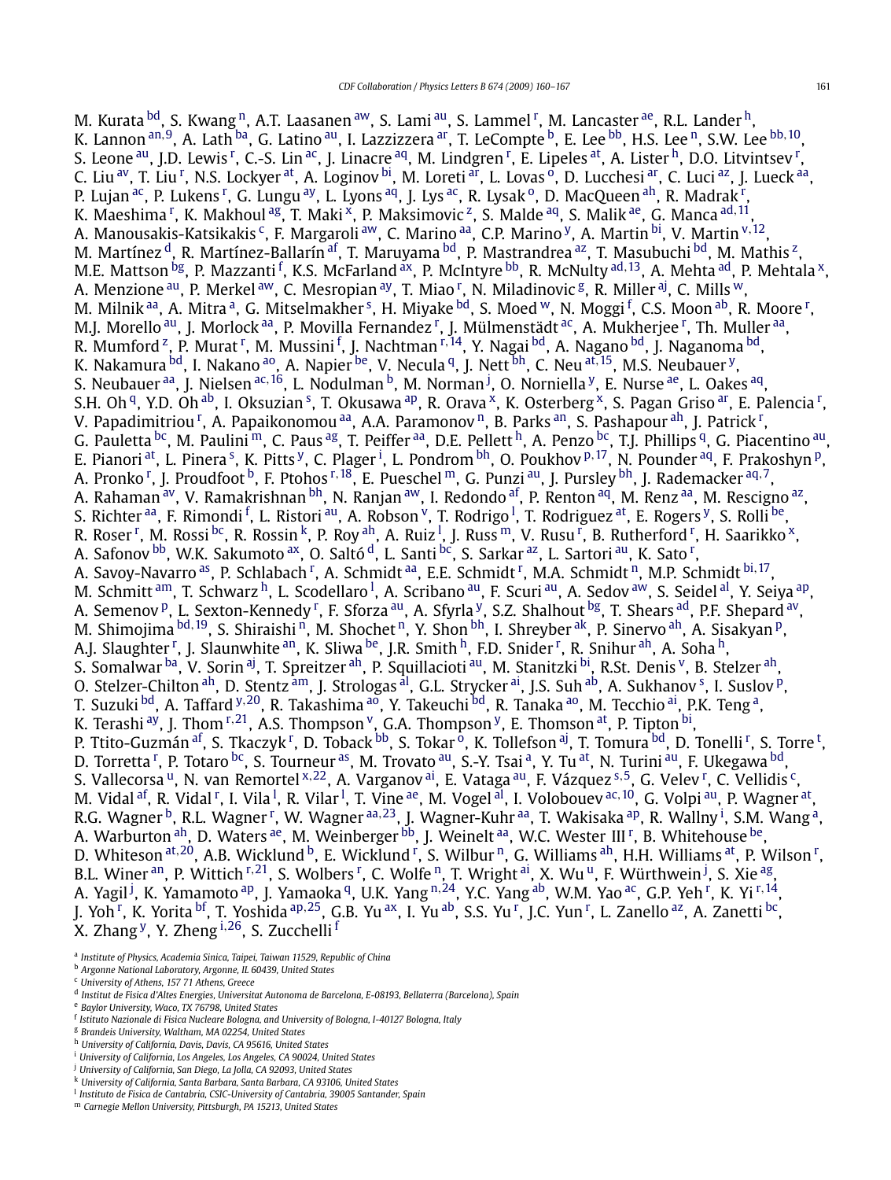M. Kurata [bd], S. Kwang [n], A.T. Laasanen [aw], S. Lami [au], S. Lammel [r], M. Lancaster [ae], R.L. Lander [h], K. Lannon [an,9], A. Lath [ba], G. Latino [au], I. Lazzizzera [ar], T. LeCompte [b], E. Lee [bb], H.S. Lee [n], S.W. Lee [bb,10], S. Leone [au], J.D. Lewis [r], C.-S. Lin [ac], J. Linacre [aq], M. Lindgren [r], E. Lipeles [at], A. Lister [h], D.O. Litvintsev [r], C. Liu [av], T. Liu [r], N.S. Lockyer [at], A. Loginov [bi], M. Loreti [ar], L. Lovas [o], D. Lucchesi [ar], C. Luci [az], J. Lueck [aa], P. Lujan [ac], P. Lukens [r], G. Lungu [ay], L. Lyons [aq], J. Lys [ac], R. Lysak [o], D. MacQueen [ah], R. Madrak [r], K. Maeshima [r], K. Makhoul [ag], T. Maki [x], P. Maksimovic [z], S. Malde [aq], S. Malik [ae], G. Manca [ad,11], A. Manousakis-Katsikakis [c], F. Margaroli [aw], C. Marino [aa], C.P. Marino [y], A. Martin [bi], V. Martin [v,12], M. Martínez [d], R. Martínez-Ballarín [af], T. Maruyama [bd], P. Mastrandrea [az], T. Masubuchi [bd], M. Mathis [z], M.E. Mattson [bg], P. Mazzanti [f], K.S. McFarland [ax], P. McIntyre [bb], R. McNulty [ad,13], A. Mehta [ad], P. Mehtala [x], A. Menzione [au], P. Merkel [aw], C. Mesropian [ay], T. Miao [r], N. Miladinovic [g], R. Miller [aj], C. Mills [w], M. Milnik [aa], A. Mitra [a], G. Mitselmakher [s], H. Miyake [bd], S. Moed [w], N. Moggi [f], C.S. Moon [ab], R. Moore [r], M.J. Morello [au], J. Morlock [aa], P. Movilla Fernandez [r], J. Mülmenstädt [ac], A. Mukherjee [r], Th. Muller [aa], R. Mumford [z], P. Murat [r], M. Mussini [f], J. Nachtman [r,14], Y. Nagai [bd], A. Nagano [bd], J. Naganoma [bd], K. Nakamura [bd], I. Nakano [ao], A. Napier [be], V. Necula [q], J. Nett [bh], C. Neu [at,15], M.S. Neubauer [y], S. Neubauer [aa], J. Nielsen [ac,16], L. Nodulman [b], M. Norman [j], O. Norniella [y], E. Nurse [ae], L. Oakes [aq], S.H. Oh [q], Y.D. Oh [ab], I. Oksuzian [s], T. Okusawa [ap], R. Orava [x], K. Osterberg [x], S. Pagan Griso [ar], E. Palencia [r], V. Papadimitriou [r], A. Papaikonomou [aa], A.A. Paramonov [n], B. Parks [an], S. Pashapour [ah], J. Patrick [r], G. Pauletta [bc], M. Paulini [m], C. Paus [ag], T. Peiffer [aa], D.E. Pellett [h], A. Penzo [bc], T.J. Phillips [q], G. Piacentino [au], E. Pianori [at], L. Pinera [s], K. Pitts [y], C. Plager [i], L. Pondrom [bh], O. Poukhov [p,17], N. Pounder [aq], F. Prakoshyn [p], A. Pronko [r], J. Proudfoot [b], F. Ptohos [r,18], E. Pueschel [m], G. Punzi [au], J. Pursley [bh], J. Rademacker [aq,7], A. Rahaman [av], V. Ramakrishnan [bh], N. Ranjan [aw], I. Redondo [af], P. Renton [aq], M. Renz [aa], M. Rescigno [az], S. Richter [aa], F. Rimondi [f], L. Ristori [au], A. Robson [v], T. Rodrigo [l], T. Rodriguez [at], E. Rogers [y], S. Rolli [be], R. Roser [r], M. Rossi [bc], R. Rossin [k], P. Roy [ah], A. Ruiz [l], J. Russ [m], V. Rusu [r], B. Rutherford [r], H. Saarikko [x], A. Safonov [bb], W.K. Sakumoto [ax], O. Saltó [d], L. Santi [bc], S. Sarkar [az], L. Sartori [au], K. Sato [r], A. Savoy-Navarro [as], P. Schlabach [r], A. Schmidt [aa], E.E. Schmidt [r], M.A. Schmidt [n], M.P. Schmidt [bi,17], M. Schmitt [am], T. Schwarz [h], L. Scodellaro [l], A. Scribano [au], F. Scuri [au], A. Sedov [aw], S. Seidel [al], Y. Seiya [ap], A. Semenov [p], L. Sexton-Kennedy [r], F. Sforza [au], A. Sfyrla [y], S.Z. Shalhout [bg], T. Shears [ad], P.F. Shepard [av], M. Shimojima [bd,19], S. Shiraishi [n], M. Shochet [n], Y. Shon [bh], I. Shreyber [ak], P. Sinervo [ah], A. Sisakyan [p], A.J. Slaughter [r], J. Slaunwhite [an], K. Sliwa [be], J.R. Smith [h], F.D. Snider [r], R. Snihur [ah], A. Soha [h], S. Somalwar [ba], V. Sorin [aj], T. Spreitzer [ah], P. Squillacioti [au], M. Stanitzki [bi], R.St. Denis [v], B. Stelzer [ah], O. Stelzer-Chilton [ah], D. Stentz [am], J. Strologas [al], G.L. Strycker [ai], J.S. Suh [ab], A. Sukhanov [s], I. Suslov [p], T. Suzuki [bd], A. Taffard [y,20], R. Takashima [ao], Y. Takeuchi [bd], R. Tanaka [ao], M. Tecchio [ai], P.K. Teng [a], K. Terashi [ay], J. Thom [r,21], A.S. Thompson [v], G.A. Thompson [y], E. Thomson [at], P. Tipton [bi], P. Ttito-Guzmán [af], S. Tkaczyk [r], D. Toback [bb], S. Tokar [o], K. Tollefson [aj], T. Tomura [bd], D. Tonelli [r], S. Torre [t], D. Torretta [r], P. Totaro [bc], S. Tourneur [as], M. Trovato [au], S.-Y. Tsai [a], Y. Tu [at], N. Turini [au], F. Ukegawa [bd], S. Vallecorsa [u], N. van Remortel [x,22], A. Varganov [ai], E. Vataga [au], F. Vázquez [s,5], G. Velev [r], C. Vellidis [c], M. Vidal [af], R. Vidal [r], I. Vila [l], R. Vilar [l], T. Vine [ae], M. Vogel [al], I. Volobouev [ac,10], G. Volpi [au], P. Wagner [at], R.G. Wagner [b], R.L. Wagner [r], W. Wagner [aa,23], J. Wagner-Kuhr [aa], T. Wakisaka [ap], R. Wallny [i], S.M. Wang [a], A. Warburton [ah], D. Waters [ae], M. Weinberger [bb], J. Weinelt [aa], W.C. Wester III [r], B. Whitehouse [be], D. Whiteson [at,20], A.B. Wicklund [b], E. Wicklund [r], S. Wilbur [n], G. Williams [ah], H.H. Williams [at], P. Wilson [r], B.L. Winer [an], P. Wittich [r,21], S. Wolbers [r], C. Wolfe [n], T. Wright [ai], X. Wu [u], F. Würthwein [j], S. Xie [ag], A. Yagil [j], K. Yamamoto [ap], J. Yamaoka [q], U.K. Yang [n,24], Y.C. Yang [ab], W.M. Yao [ac], G.P. Yeh [r], K. Yi [r,14], J. Yoh [r], K. Yorita [bf], T. Yoshida [ap,25], G.B. Yu [ax], I. Yu [ab], S.S. Yu [r], J.C. Yun [r], L. Zanello [az], A. Zanetti [bc], X. Zhang [y], Y. Zheng [i,26], S. Zucchelli [f]

[a] *Institute of Physics, Academia Sinica, Taipei, Taiwan 11529, Republic of China*
[b] *Argonne National Laboratory, Argonne, IL 60439, United States*
[c] *University of Athens, 157 71 Athens, Greece*
[d] *Institut de Fisica d'Altes Energies, Universitat Autonoma de Barcelona, E-08193, Bellaterra (Barcelona), Spain*
[e] *Baylor University, Waco, TX 76798, United States*
[f] *Istituto Nazionale di Fisica Nucleare Bologna, and University of Bologna, I-40127 Bologna, Italy*
[g] *Brandeis University, Waltham, MA 02254, United States*
[h] *University of California, Davis, Davis, CA 95616, United States*
[i] *University of California, Los Angeles, Los Angeles, CA 90024, United States*
[j] *University of California, San Diego, La Jolla, CA 92093, United States*
[k] *University of California, Santa Barbara, Santa Barbara, CA 93106, United States*
[l] *Instituto de Fisica de Cantabria, CSIC-University of Cantabria, 39005 Santander, Spain*
[m] *Carnegie Mellon University, Pittsburgh, PA 15213, United States*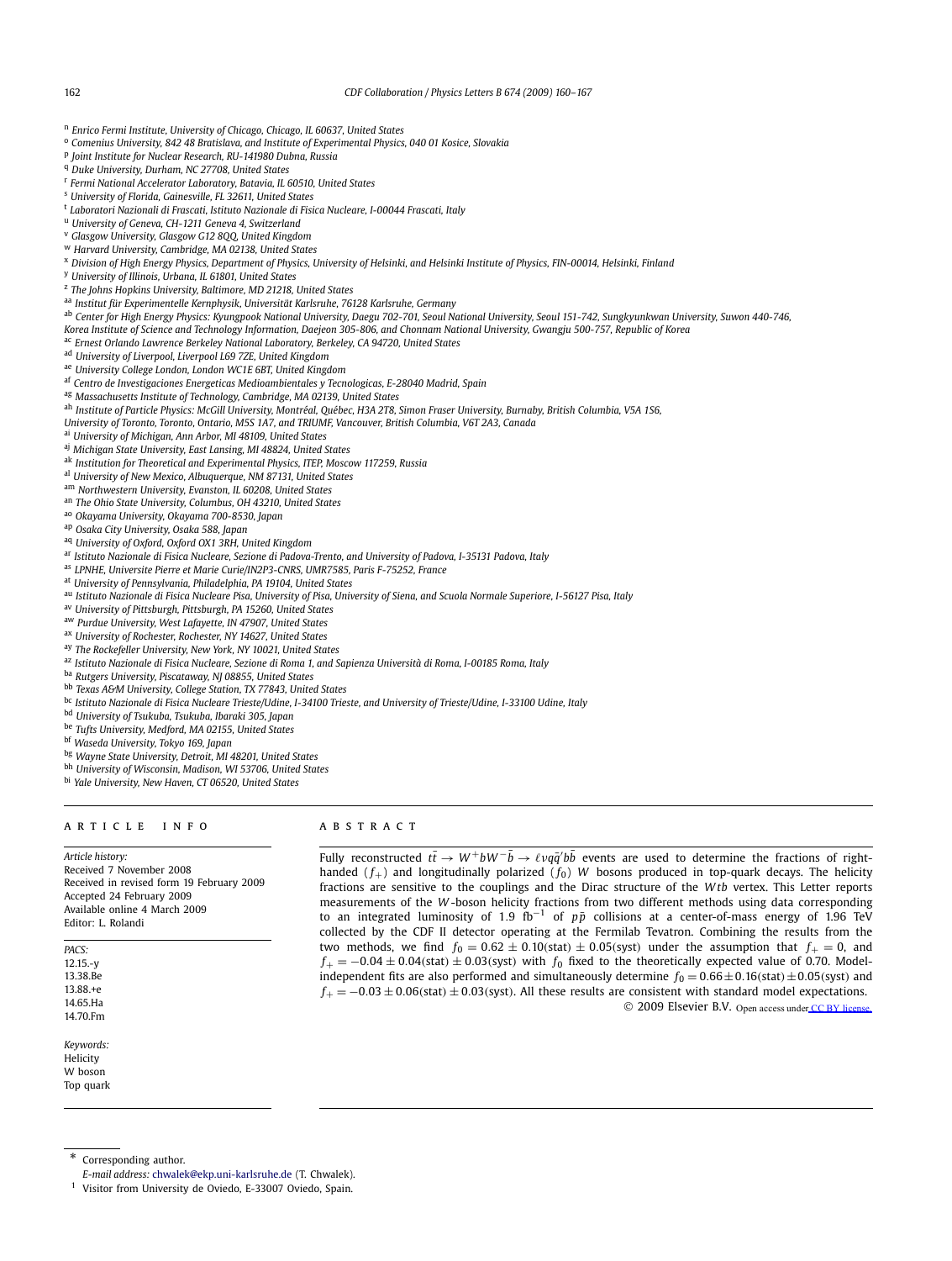[n] *Enrico Fermi Institute, University of Chicago, Chicago, IL 60637, United States*
[o] *Comenius University, 842 48 Bratislava, and Institute of Experimental Physics, 040 01 Kosice, Slovakia*
[p] *Joint Institute for Nuclear Research, RU-141980 Dubna, Russia*
[q] *Duke University, Durham, NC 27708, United States*
[r] *Fermi National Accelerator Laboratory, Batavia, IL 60510, United States*
[s] *University of Florida, Gainesville, FL 32611, United States*
[t] *Laboratori Nazionali di Frascati, Istituto Nazionale di Fisica Nucleare, I-00044 Frascati, Italy*
[u] *University of Geneva, CH-1211 Geneva 4, Switzerland*
[v] *Glasgow University, Glasgow G12 8QQ, United Kingdom*
[w] *Harvard University, Cambridge, MA 02138, United States*
[x] *Division of High Energy Physics, Department of Physics, University of Helsinki, and Helsinki Institute of Physics, FIN-00014, Helsinki, Finland*
[y] *University of Illinois, Urbana, IL 61801, United States*
[z] *The Johns Hopkins University, Baltimore, MD 21218, United States*
[aa] *Institut für Experimentelle Kernphysik, Universität Karlsruhe, 76128 Karlsruhe, Germany*
[ab] *Center for High Energy Physics: Kyungpook National University, Daegu 702-701, Seoul National University, Seoul 151-742, Sungkyunkwan University, Suwon 440-746, Korea Institute of Science and Technology Information, Daejeon 305-806, and Chonnam National University, Gwangju 500-757, Republic of Korea*
[ac] *Ernest Orlando Lawrence Berkeley National Laboratory, Berkeley, CA 94720, United States*
[ad] *University of Liverpool, Liverpool L69 7ZE, United Kingdom*
[ae] *University College London, London WC1E 6BT, United Kingdom*
[af] *Centro de Investigaciones Energeticas Medioambientales y Tecnologicas, E-28040 Madrid, Spain*
[ag] *Massachusetts Institute of Technology, Cambridge, MA 02139, United States*
[ah] *Institute of Particle Physics: McGill University, Montréal, Québec, H3A 2T8, Simon Fraser University, Burnaby, British Columbia, V5A 1S6, University of Toronto, Toronto, Ontario, M5S 1A7, and TRIUMF, Vancouver, British Columbia, V6T 2A3, Canada*
[ai] *University of Michigan, Ann Arbor, MI 48109, United States*
[aj] *Michigan State University, East Lansing, MI 48824, United States*
[ak] *Institution for Theoretical and Experimental Physics, ITEP, Moscow 117259, Russia*
[al] *University of New Mexico, Albuquerque, NM 87131, United States*
[am] *Northwestern University, Evanston, IL 60208, United States*
[an] *The Ohio State University, Columbus, OH 43210, United States*
[ao] *Okayama University, Okayama 700-8530, Japan*
[ap] *Osaka City University, Osaka 588, Japan*
[aq] *University of Oxford, Oxford OX1 3RH, United Kingdom*
[ar] *Istituto Nazionale di Fisica Nucleare, Sezione di Padova-Trento, and University of Padova, I-35131 Padova, Italy*
[as] *LPNHE, Universite Pierre et Marie Curie/IN2P3-CNRS, UMR7585, Paris F-75252, France*
[at] *University of Pennsylvania, Philadelphia, PA 19104, United States*
[au] *Istituto Nazionale di Fisica Nucleare Pisa, University of Pisa, University of Siena, and Scuola Normale Superiore, I-56127 Pisa, Italy*
[av] *University of Pittsburgh, Pittsburgh, PA 15260, United States*
[aw] *Purdue University, West Lafayette, IN 47907, United States*
[ax] *University of Rochester, Rochester, NY 14627, United States*
[ay] *The Rockefeller University, New York, NY 10021, United States*
[az] *Istituto Nazionale di Fisica Nucleare, Sezione di Roma 1, and Sapienza Università di Roma, I-00185 Roma, Italy*
[ba] *Rutgers University, Piscataway, NJ 08855, United States*
[bb] *Texas A&M University, College Station, TX 77843, United States*
[bc] *Istituto Nazionale di Fisica Nucleare Trieste/Udine, I-34100 Trieste, and University of Trieste/Udine, I-33100 Udine, Italy*
[bd] *University of Tsukuba, Tsukuba, Ibaraki 305, Japan*
[be] *Tufts University, Medford, MA 02155, United States*
[bf] *Waseda University, Tokyo 169, Japan*
[bg] *Wayne State University, Detroit, MI 48201, United States*
[bh] *University of Wisconsin, Madison, WI 53706, United States*
[bi] *Yale University, New Haven, CT 06520, United States*

## ARTICLE INFO

*Article history:*
Received 7 November 2008
Received in revised form 19 February 2009
Accepted 24 February 2009
Available online 4 March 2009
Editor: L. Rolandi

*PACS:*
12.15.-y
13.38.Be
13.88.+e
14.65.Ha
14.70.Fm

*Keywords:*
Helicity
W boson
Top quark

## ABSTRACT

Fully reconstructed $t\bar{t} \to W^+bW^-\bar{b} \to \ell\nu q\bar{q}'b\bar{b}$ events are used to determine the fractions of right-handed ($f_+$) and longitudinally polarized ($f_0$) $W$ bosons produced in top-quark decays. The helicity fractions are sensitive to the couplings and the Dirac structure of the $Wtb$ vertex. This Letter reports measurements of the $W$-boson helicity fractions from two different methods using data corresponding to an integrated luminosity of 1.9 fb$^{-1}$ of $p\bar{p}$ collisions at a center-of-mass energy of 1.96 TeV collected by the CDF II detector operating at the Fermilab Tevatron. Combining the results from the two methods, we find $f_0 = 0.62 \pm 0.10(\text{stat}) \pm 0.05(\text{syst})$ under the assumption that $f_+ = 0$, and $f_+ = -0.04 \pm 0.04(\text{stat}) \pm 0.03(\text{syst})$ with $f_0$ fixed to the theoretically expected value of 0.70. Model-independent fits are also performed and simultaneously determine $f_0 = 0.66 \pm 0.16(\text{stat}) \pm 0.05(\text{syst})$ and $f_+ = -0.03 \pm 0.06(\text{stat}) \pm 0.03(\text{syst})$. All these results are consistent with standard model expectations.

© 2009 Elsevier B.V. Open access under CC BY license.

\* Corresponding author.
*E-mail address:* chwalek@ekp.uni-karlsruhe.de (T. Chwalek).

[1] Visitor from University de Oviedo, E-33007 Oviedo, Spain.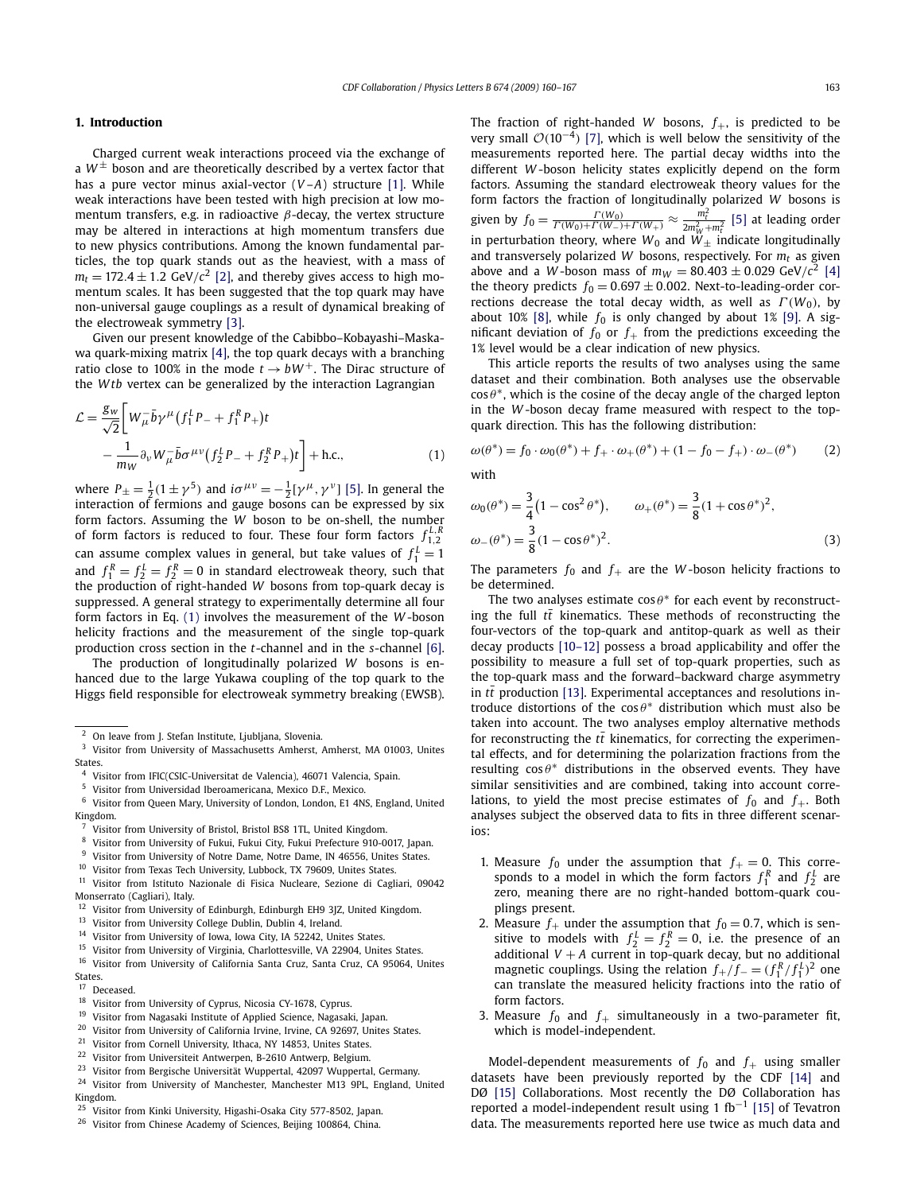## 1. Introduction

Charged current weak interactions proceed via the exchange of a $W^{\pm}$ boson and are theoretically described by a vertex factor that has a pure vector minus axial-vector ($V$–$A$) structure [1]. While weak interactions have been tested with high precision at low momentum transfers, e.g. in radioactive $\beta$-decay, the vertex structure may be altered in interactions at high momentum transfers due to new physics contributions. Among the known fundamental particles, the top quark stands out as the heaviest, with a mass of $m_t = 172.4 \pm 1.2$ GeV/$c^2$ [2], and thereby gives access to high momentum scales. It has been suggested that the top quark may have non-universal gauge couplings as a result of dynamical breaking of the electroweak symmetry [3].

Given our present knowledge of the Cabibbo–Kobayashi–Maskawa quark-mixing matrix [4], the top quark decays with a branching ratio close to 100% in the mode $t \to bW^+$. The Dirac structure of the $Wtb$ vertex can be generalized by the interaction Lagrangian

$$\mathcal{L} = \frac{g_w}{\sqrt{2}}\bigg[W_\mu^- \bar{b}\gamma^\mu\big(f_1^L P_- + f_1^R P_+\big)t - \frac{1}{m_W}\partial_\nu W_\mu^- \bar{b}\sigma^{\mu\nu}\big(f_2^L P_- + f_2^R P_+\big)t\bigg] + \text{h.c.}, \tag{1}$$

where $P_\pm = \frac{1}{2}(1 \pm \gamma^5)$ and $i\sigma^{\mu\nu} = -\frac{1}{2}[\gamma^\mu, \gamma^\nu]$ [5]. In general the interaction of fermions and gauge bosons can be expressed by six form factors. Assuming the $W$ boson to be on-shell, the number of form factors is reduced to four. These four form factors $f_{1,2}^{L,R}$ can assume complex values in general, but take values of $f_1^L = 1$ and $f_1^R = f_2^L = f_2^R = 0$ in standard electroweak theory, such that the production of right-handed $W$ bosons from top-quark decay is suppressed. A general strategy to experimentally determine all four form factors in Eq. (1) involves the measurement of the $W$-boson helicity fractions and the measurement of the single top-quark production cross section in the $t$-channel and in the $s$-channel [6].

The production of longitudinally polarized $W$ bosons is enhanced due to the large Yukawa coupling of the top quark to the Higgs field responsible for electroweak symmetry breaking (EWSB). The fraction of right-handed $W$ bosons, $f_+$, is predicted to be very small $\mathcal{O}(10^{-4})$ [7], which is well below the sensitivity of the measurements reported here. The partial decay widths into the different $W$-boson helicity states explicitly depend on the form factors. Assuming the standard electroweak theory values for the form factors the fraction of longitudinally polarized $W$ bosons is given by $f_0 = \frac{\Gamma(W_0)}{\Gamma(W_0)+\Gamma(W_-)+\Gamma(W_+)} \approx \frac{m_t^2}{2m_W^2+m_t^2}$ [5] at leading order in perturbation theory, where $W_0$ and $W_\pm$ indicate longitudinally and transversely polarized $W$ bosons, respectively. For $m_t$ as given above and a $W$-boson mass of $m_W = 80.403 \pm 0.029$ GeV/$c^2$ [4] the theory predicts $f_0 = 0.697 \pm 0.002$. Next-to-leading-order corrections decrease the total decay width, as well as $\Gamma(W_0)$, by about 10% [8], while $f_0$ is only changed by about 1% [9]. A significant deviation of $f_0$ or $f_+$ from the predictions exceeding the 1% level would be a clear indication of new physics.

This article reports the results of two analyses using the same dataset and their combination. Both analyses use the observable $\cos\theta^*$, which is the cosine of the decay angle of the charged lepton in the $W$-boson decay frame measured with respect to the top-quark direction. This has the following distribution:

$$\omega(\theta^*) = f_0 \cdot \omega_0(\theta^*) + f_+ \cdot \omega_+(\theta^*) + (1 - f_0 - f_+) \cdot \omega_-(\theta^*) \tag{2}$$

with

$$\omega_0(\theta^*) = \frac{3}{4}\big(1 - \cos^2\theta^*\big), \qquad \omega_+(\theta^*) = \frac{3}{8}(1 + \cos\theta^*)^2, \qquad \omega_-(\theta^*) = \frac{3}{8}(1 - \cos\theta^*)^2. \tag{3}$$

The parameters $f_0$ and $f_+$ are the $W$-boson helicity fractions to be determined.

The two analyses estimate $\cos\theta^*$ for each event by reconstructing the full $t\bar{t}$ kinematics. These methods of reconstructing the four-vectors of the top-quark and antitop-quark as well as their decay products [10–12] possess a broad applicability and offer the possibility to measure a full set of top-quark properties, such as the top-quark mass and the forward–backward charge asymmetry in $t\bar{t}$ production [13]. Experimental acceptances and resolutions introduce distortions of the $\cos\theta^*$ distribution which must also be taken into account. The two analyses employ alternative methods for reconstructing the $t\bar{t}$ kinematics, for correcting the experimental effects, and for determining the polarization fractions from the resulting $\cos\theta^*$ distributions in the observed events. They have similar sensitivities and are combined, taking into account correlations, to yield the most precise estimates of $f_0$ and $f_+$. Both analyses subject the observed data to fits in three different scenarios:

1. Measure $f_0$ under the assumption that $f_+ = 0$. This corresponds to a model in which the form factors $f_1^R$ and $f_2^L$ are zero, meaning there are no right-handed bottom-quark couplings present.
2. Measure $f_+$ under the assumption that $f_0 = 0.7$, which is sensitive to models with $f_2^L = f_2^R = 0$, i.e. the presence of an additional $V + A$ current in top-quark decay, but no additional magnetic couplings. Using the relation $f_+/f_- = (f_1^R/f_1^L)^2$ one can translate the measured helicity fractions into the ratio of form factors.
3. Measure $f_0$ and $f_+$ simultaneously in a two-parameter fit, which is model-independent.

Model-dependent measurements of $f_0$ and $f_+$ using smaller datasets have been previously reported by the CDF [14] and DØ [15] Collaborations. Most recently the DØ Collaboration has reported a model-independent result using 1 fb$^{-1}$ [15] of Tevatron data. The measurements reported here use twice as much data and

---

[2] On leave from J. Stefan Institute, Ljubljana, Slovenia.
[3] Visitor from University of Massachusetts Amherst, Amherst, MA 01003, Unites States.
[4] Visitor from IFIC(CSIC-Universitat de Valencia), 46071 Valencia, Spain.
[5] Visitor from Universidad Iberoamericana, Mexico D.F., Mexico.
[6] Visitor from Queen Mary, University of London, London, E1 4NS, England, United Kingdom.
[7] Visitor from University of Bristol, Bristol BS8 1TL, United Kingdom.
[8] Visitor from University of Fukui, Fukui City, Fukui Prefecture 910-0017, Japan.
[9] Visitor from University of Notre Dame, Notre Dame, IN 46556, Unites States.
[10] Visitor from Texas Tech University, Lubbock, TX 79609, Unites States.
[11] Visitor from Istituto Nazionale di Fisica Nucleare, Sezione di Cagliari, 09042 Monserrato (Cagliari), Italy.
[12] Visitor from University of Edinburgh, Edinburgh EH9 3JZ, United Kingdom.
[13] Visitor from University College Dublin, Dublin 4, Ireland.
[14] Visitor from University of Iowa, Iowa City, IA 52242, Unites States.
[15] Visitor from University of Virginia, Charlottesville, VA 22904, Unites States.
[16] Visitor from University of California Santa Cruz, Santa Cruz, CA 95064, Unites States.
[17] Deceased.
[18] Visitor from University of Cyprus, Nicosia CY-1678, Cyprus.
[19] Visitor from Nagasaki Institute of Applied Science, Nagasaki, Japan.
[20] Visitor from University of California Irvine, Irvine, CA 92697, Unites States.
[21] Visitor from Cornell University, Ithaca, NY 14853, Unites States.
[22] Visitor from Universiteit Antwerpen, B-2610 Antwerp, Belgium.
[23] Visitor from Bergische Universität Wuppertal, 42097 Wuppertal, Germany.
[24] Visitor from University of Manchester, Manchester M13 9PL, England, United Kingdom.
[25] Visitor from Kinki University, Higashi-Osaka City 577-8502, Japan.
[26] Visitor from Chinese Academy of Sciences, Beijing 100864, China.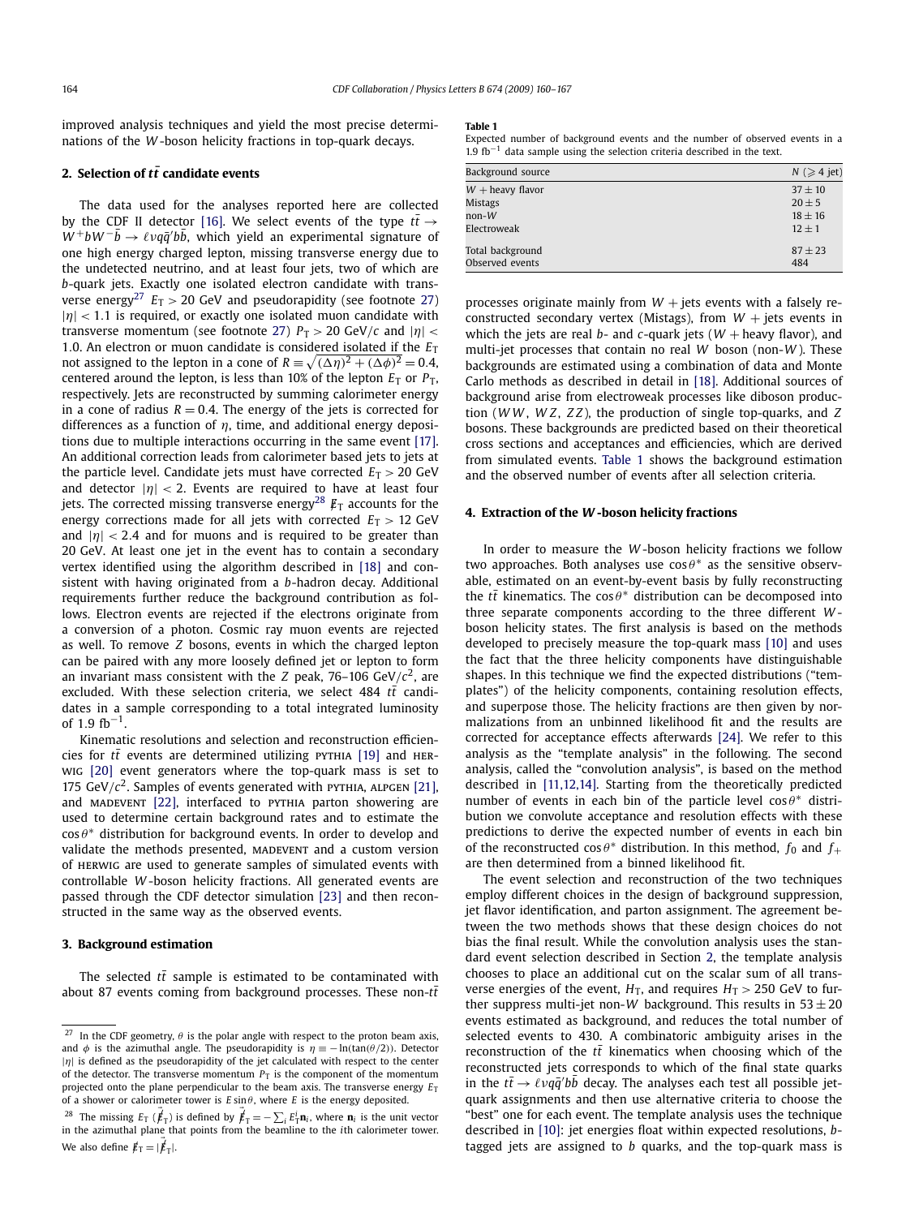improved analysis techniques and yield the most precise determinations of the $W$-boson helicity fractions in top-quark decays.

## 2. Selection of $t\bar{t}$ candidate events

The data used for the analyses reported here are collected by the CDF II detector [16]. We select events of the type $t\bar{t} \to W^+bW^-\bar{b} \to \ell\nu q\bar{q}'b\bar{b}$, which yield an experimental signature of one high energy charged lepton, missing transverse energy due to the undetected neutrino, and at least four jets, two of which are $b$-quark jets. Exactly one isolated electron candidate with transverse energy[27] $E_T > 20$ GeV and pseudorapidity (see footnote 27) $|\eta| < 1.1$ is required, or exactly one isolated muon candidate with transverse momentum (see footnote 27) $P_T > 20$ GeV/$c$ and $|\eta| < 1.0$. An electron or muon candidate is considered isolated if the $E_T$ not assigned to the lepton in a cone of $R \equiv \sqrt{(\Delta\eta)^2 + (\Delta\phi)^2} = 0.4$, centered around the lepton, is less than 10% of the lepton $E_T$ or $P_T$, respectively. Jets are reconstructed by summing calorimeter energy in a cone of radius $R = 0.4$. The energy of the jets is corrected for differences as a function of $\eta$, time, and additional energy depositions due to multiple interactions occurring in the same event [17]. An additional correction leads from calorimeter based jets to jets at the particle level. Candidate jets must have corrected $E_T > 20$ GeV and detector $|\eta| < 2$. Events are required to have at least four jets. The corrected missing transverse energy[28] $\not{E}_T$ accounts for the energy corrections made for all jets with corrected $E_T > 12$ GeV and $|\eta| < 2.4$ and for muons and is required to be greater than 20 GeV. At least one jet in the event has to contain a secondary vertex identified using the algorithm described in [18] and consistent with having originated from a $b$-hadron decay. Additional requirements further reduce the background contribution as follows. Electron events are rejected if the electrons originate from a conversion of a photon. Cosmic ray muon events are rejected as well. To remove $Z$ bosons, events in which the charged lepton can be paired with any more loosely defined jet or lepton to form an invariant mass consistent with the $Z$ peak, 76–106 GeV/$c^2$, are excluded. With these selection criteria, we select 484 $t\bar{t}$ candidates in a sample corresponding to a total integrated luminosity of 1.9 fb$^{-1}$.

Kinematic resolutions and selection and reconstruction efficiencies for $t\bar{t}$ events are determined utilizing PYTHIA [19] and HERWIG [20] event generators where the top-quark mass is set to 175 GeV/$c^2$. Samples of events generated with PYTHIA, ALPGEN [21], and MADEVENT [22], interfaced to PYTHIA parton showering are used to determine certain background rates and to estimate the $\cos\theta^*$ distribution for background events. In order to develop and validate the methods presented, MADEVENT and a custom version of HERWIG are used to generate samples of simulated events with controllable $W$-boson helicity fractions. All generated events are passed through the CDF detector simulation [23] and then reconstructed in the same way as the observed events.

## 3. Background estimation

The selected $t\bar{t}$ sample is estimated to be contaminated with about 87 events coming from background processes. These non-$t\bar{t}$ processes originate mainly from $W$ + jets events with a falsely reconstructed secondary vertex (Mistags), from $W$ + jets events in which the jets are real $b$- and $c$-quark jets ($W$ + heavy flavor), and multi-jet processes that contain no real $W$ boson (non-$W$). These backgrounds are estimated using a combination of data and Monte Carlo methods as described in detail in [18]. Additional sources of background arise from electroweak processes like diboson production ($WW$, $WZ$, $ZZ$), the production of single top-quarks, and $Z$ bosons. These backgrounds are predicted based on their theoretical cross sections and acceptances and efficiencies, which are derived from simulated events. Table 1 shows the background estimation and the observed number of events after all selection criteria.

**Table 1**
Expected number of background events and the number of observed events in a 1.9 fb$^{-1}$ data sample using the selection criteria described in the text.

| Background source | $N$ ($\geqslant 4$ jet) |
|---|---|
| $W$ + heavy flavor | $37 \pm 10$ |
| Mistags | $20 \pm 5$ |
| non-$W$ | $18 \pm 16$ |
| Electroweak | $12 \pm 1$ |
| Total background | $87 \pm 23$ |
| Observed events | 484 |

## 4. Extraction of the $W$-boson helicity fractions

In order to measure the $W$-boson helicity fractions we follow two approaches. Both analyses use $\cos\theta^*$ as the sensitive observable, estimated on an event-by-event basis by fully reconstructing the $t\bar{t}$ kinematics. The $\cos\theta^*$ distribution can be decomposed into three separate components according to the three different $W$-boson helicity states. The first analysis is based on the methods developed to precisely measure the top-quark mass [10] and uses the fact that the three helicity components have distinguishable shapes. In this technique we find the expected distributions ("templates") of the helicity components, containing resolution effects, and superpose those. The helicity fractions are then given by normalizations from an unbinned likelihood fit and the results are corrected for acceptance effects afterwards [24]. We refer to this analysis as the "template analysis" in the following. The second analysis, called the "convolution analysis", is based on the method described in [11,12,14]. Starting from the theoretically predicted number of events in each bin of the parton level $\cos\theta^*$ distribution we convolute acceptance and resolution effects with these predictions to derive the expected number of events in each bin of the reconstructed $\cos\theta^*$ distribution. In this method, $f_0$ and $f_+$ are then determined from a binned likelihood fit.

The event selection and reconstruction of the two techniques employ different choices in the design of background suppression, jet flavor identification, and parton assignment. The agreement between the two methods shows that these design choices do not bias the final result. While the convolution analysis uses the standard event selection described in Section 2, the template analysis chooses to place an additional cut on the scalar sum of all transverse energies of the event, $H_T$, and requires $H_T > 250$ GeV to further suppress multi-jet non-$W$ background. This results in $53 \pm 20$ events estimated as background, and reduces the total number of selected events to 430. A combinatoric ambiguity arises in the reconstruction of the $t\bar{t}$ kinematics when choosing which of the reconstructed jets corresponds to which of the final state quarks in the $t\bar{t} \to \ell\nu q\bar{q}'b\bar{b}$ decay. The analyses each test all possible jet-quark assignments and then use alternative criteria to choose the "best" one for each event. The template analysis uses the technique described in [10]: jet energies float within expected resolutions, $b$-tagged jets are assigned to $b$ quarks, and the top-quark mass is

---

[27] In the CDF geometry, $\theta$ is the polar angle with respect to the proton beam axis, and $\phi$ is the azimuthal angle. The pseudorapidity is $\eta \equiv -\ln(\tan(\theta/2))$. Detector $|\eta|$ is defined as the pseudorapidity of the jet calculated with respect to the center of the detector. The transverse momentum $P_T$ is the component of the momentum projected onto the plane perpendicular to the beam axis. The transverse energy $E_T$ of a shower or calorimeter tower is $E\sin\theta$, where $E$ is the energy deposited.

[28] The missing $E_T$ ($\vec{\not{E}}_T$) is defined by $\vec{\not{E}}_T = -\sum_i E_T^i \mathbf{n}_i$, where $\mathbf{n}_i$ is the unit vector in the azimuthal plane that points from the beamline to the $i$th calorimeter tower. We also define $\not{E}_T = |\vec{\not{E}}_T|$.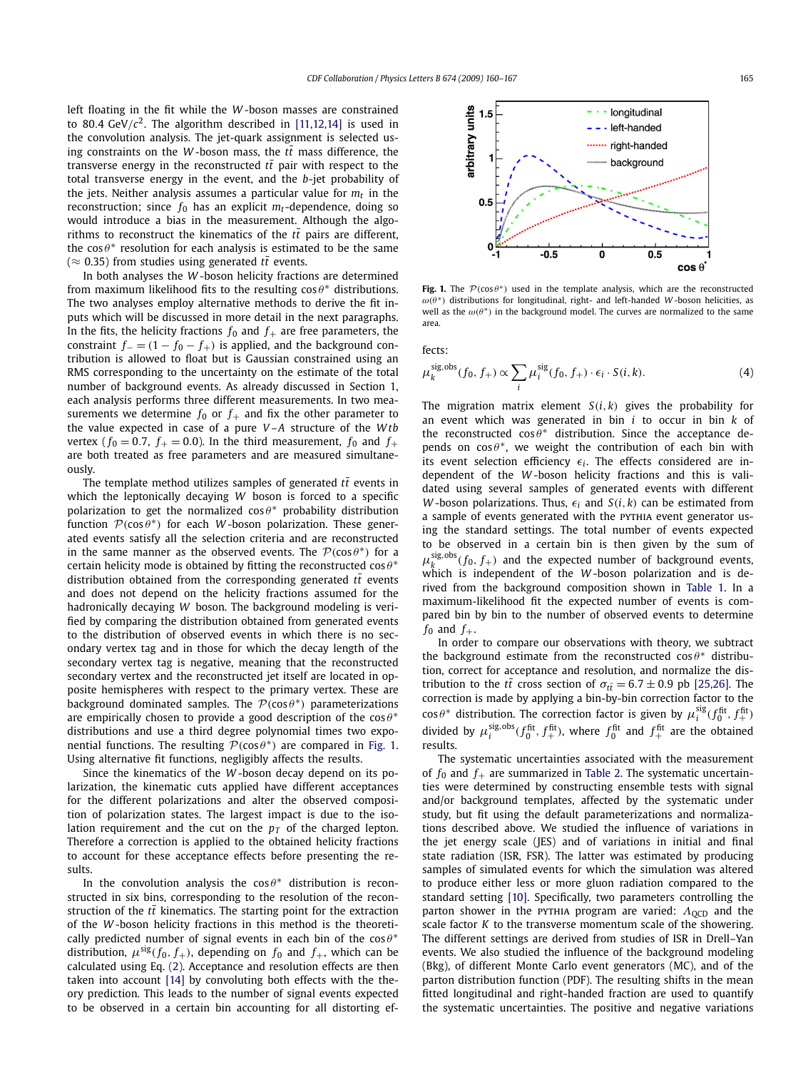left floating in the fit while the $W$-boson masses are constrained to 80.4 GeV/$c^2$. The algorithm described in [11,12,14] is used in the convolution analysis. The jet-quark assignment is selected using constraints on the $W$-boson mass, the $t\bar{t}$ mass difference, the transverse energy in the reconstructed $t\bar{t}$ pair with respect to the total transverse energy in the event, and the $b$-jet probability of the jets. Neither analysis assumes a particular value for $m_t$ in the reconstruction; since $f_0$ has an explicit $m_t$-dependence, doing so would introduce a bias in the measurement. Although the algorithms to reconstruct the kinematics of the $t\bar{t}$ pairs are different, the $\cos\theta^*$ resolution for each analysis is estimated to be the same ($\approx 0.35$) from studies using generated $t\bar{t}$ events.

In both analyses the $W$-boson helicity fractions are determined from maximum likelihood fits to the resulting $\cos\theta^*$ distributions. The two analyses employ alternative methods to derive the fit inputs which will be discussed in more detail in the next paragraphs. In the fits, the helicity fractions $f_0$ and $f_+$ are free parameters, the constraint $f_- = (1 - f_0 - f_+)$ is applied, and the background contribution is allowed to float but is Gaussian constrained using an RMS corresponding to the uncertainty on the estimate of the total number of background events. As already discussed in Section 1, each analysis performs three different measurements. In two measurements we determine $f_0$ or $f_+$ and fix the other parameter to the value expected in case of a pure $V$–$A$ structure of the $Wtb$ vertex ($f_0 = 0.7$, $f_+ = 0.0$). In the third measurement, $f_0$ and $f_+$ are both treated as free parameters and are measured simultaneously.

The template method utilizes samples of generated $t\bar{t}$ events in which the leptonically decaying $W$ boson is forced to a specific polarization to get the normalized $\cos\theta^*$ probability distribution function $\mathcal{P}(\cos\theta^*)$ for each $W$-boson polarization. These generated events satisfy all the selection criteria and are reconstructed in the same manner as the observed events. The $\mathcal{P}(\cos\theta^*)$ for a certain helicity mode is obtained by fitting the reconstructed $\cos\theta^*$ distribution obtained from the corresponding generated $t\bar{t}$ events and does not depend on the helicity fractions assumed for the hadronically decaying $W$ boson. The background modeling is verified by comparing the distribution obtained from generated events to the distribution of observed events in which there is no secondary vertex tag and in those for which the decay length of the secondary vertex tag is negative, meaning that the reconstructed secondary vertex and the reconstructed jet itself are located in opposite hemispheres with respect to the primary vertex. These are background dominated samples. The $\mathcal{P}(\cos\theta^*)$ parameterizations are empirically chosen to provide a good description of the $\cos\theta^*$ distributions and use a third degree polynomial times two exponential functions. The resulting $\mathcal{P}(\cos\theta^*)$ are compared in Fig. 1. Using alternative fit functions, negligibly affects the results.

Since the kinematics of the $W$-boson decay depend on its polarization, the kinematic cuts applied have different acceptances for the different polarizations and alter the observed composition of polarization states. The largest impact is due to the isolation requirement and the cut on the $p_T$ of the charged lepton. Therefore a correction is applied to the obtained helicity fractions to account for these acceptance effects before presenting the results.

In the convolution analysis the $\cos\theta^*$ distribution is reconstructed in six bins, corresponding to the resolution of the reconstruction of the $t\bar{t}$ kinematics. The starting point for the extraction of the $W$-boson helicity fractions in this method is the theoretically predicted number of signal events in each bin of the $\cos\theta^*$ distribution, $\mu^{\rm sig}(f_0, f_+)$, depending on $f_0$ and $f_+$, which can be calculated using Eq. (2). Acceptance and resolution effects are then taken into account [14] by convoluting both effects with the theory prediction. This leads to the number of signal events expected to be observed in a certain bin accounting for all distorting effects:

**Fig. 1.** The $\mathcal{P}(\cos\theta^*)$ used in the template analysis, which are the reconstructed $\omega(\theta^*)$ distributions for longitudinal, right- and left-handed $W$-boson helicities, as well as the $\omega(\theta^*)$ in the background model. The curves are normalized to the same area.

$$\mu_k^{\rm sig,obs}(f_0, f_+) \propto \sum_i \mu_i^{\rm sig}(f_0, f_+) \cdot \epsilon_i \cdot S(i,k). \tag{4}$$

The migration matrix element $S(i,k)$ gives the probability for an event which was generated in bin $i$ to occur in bin $k$ of the reconstructed $\cos\theta^*$ distribution. Since the acceptance depends on $\cos\theta^*$, we weight the contribution of each bin with its event selection efficiency $\epsilon_i$. The effects considered are independent of the $W$-boson helicity fractions and this is validated using several samples of generated events with different $W$-boson polarizations. Thus, $\epsilon_i$ and $S(i,k)$ can be estimated from a sample of events generated with the PYTHIA event generator using the standard settings. The total number of events expected to be observed in a certain bin is then given by the sum of $\mu_k^{\rm sig,obs}(f_0, f_+)$ and the expected number of background events, which is independent of the $W$-boson polarization and is derived from the background composition shown in Table 1. In a maximum-likelihood fit the expected number of events is compared bin by bin to the number of observed events to determine $f_0$ and $f_+$.

In order to compare our observations with theory, we subtract the background estimate from the reconstructed $\cos\theta^*$ distribution, correct for acceptance and resolution, and normalize the distribution to the $t\bar{t}$ cross section of $\sigma_{t\bar{t}} = 6.7 \pm 0.9$ pb [25,26]. The correction is made by applying a bin-by-bin correction factor to the $\cos\theta^*$ distribution. The correction factor is given by $\mu_i^{\rm sig}(f_0^{\rm fit}, f_+^{\rm fit})$ divided by $\mu_i^{\rm sig,obs}(f_0^{\rm fit}, f_+^{\rm fit})$, where $f_0^{\rm fit}$ and $f_+^{\rm fit}$ are the obtained results.

The systematic uncertainties associated with the measurement of $f_0$ and $f_+$ are summarized in Table 2. The systematic uncertainties were determined by constructing ensemble tests with signal and/or background templates, affected by the systematic under study, but fit using the default parameterizations and normalizations described above. We studied the influence of variations in the jet energy scale (JES) and of variations in initial and final state radiation (ISR, FSR). The latter was estimated by producing samples of simulated events for which the simulation was altered to produce either less or more gluon radiation compared to the standard setting [10]. Specifically, two parameters controlling the parton shower in the PYTHIA program are varied: $\Lambda_{\rm QCD}$ and the scale factor $K$ to the transverse momentum scale of the showering. The different settings are derived from studies of ISR in Drell–Yan events. We also studied the influence of the background modeling (Bkg), of different Monte Carlo event generators (MC), and of the parton distribution function (PDF). The resulting shifts in the mean fitted longitudinal and right-handed fraction are used to quantify the systematic uncertainties. The positive and negative variations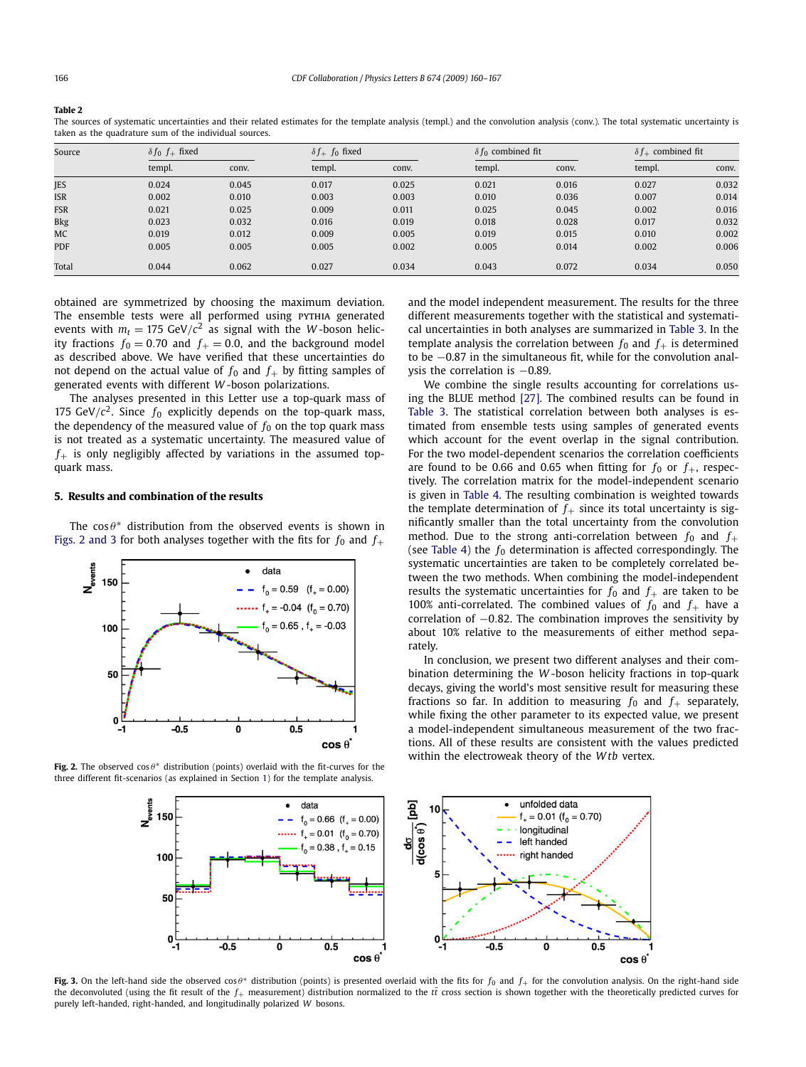**Table 2**

The sources of systematic uncertainties and their related estimates for the template analysis (templ.) and the convolution analysis (conv.). The total systematic uncertainty is taken as the quadrature sum of the individual sources.

| Source | $\delta f_0$ $f_+$ fixed | | $\delta f_+$ $f_0$ fixed | | $\delta f_0$ combined fit | | $\delta f_+$ combined fit | |
|---|---|---|---|---|---|---|---|---|
| | templ. | conv. | templ. | conv. | templ. | conv. | templ. | conv. |
| JES | 0.024 | 0.045 | 0.017 | 0.025 | 0.021 | 0.016 | 0.027 | 0.032 |
| ISR | 0.002 | 0.010 | 0.003 | 0.003 | 0.010 | 0.036 | 0.007 | 0.014 |
| FSR | 0.021 | 0.025 | 0.009 | 0.011 | 0.025 | 0.045 | 0.002 | 0.016 |
| Bkg | 0.023 | 0.032 | 0.016 | 0.019 | 0.018 | 0.028 | 0.017 | 0.032 |
| MC | 0.019 | 0.012 | 0.009 | 0.005 | 0.019 | 0.015 | 0.010 | 0.002 |
| PDF | 0.005 | 0.005 | 0.005 | 0.002 | 0.005 | 0.014 | 0.002 | 0.006 |
| Total | 0.044 | 0.062 | 0.027 | 0.034 | 0.043 | 0.072 | 0.034 | 0.050 |

obtained are symmetrized by choosing the maximum deviation. The ensemble tests were all performed using PYTHIA generated events with $m_t = 175$ GeV/$c^2$ as signal with the $W$-boson helicity fractions $f_0 = 0.70$ and $f_+ = 0.0$, and the background model as described above. We have verified that these uncertainties do not depend on the actual value of $f_0$ and $f_+$ by fitting samples of generated events with different $W$-boson polarizations.

The analyses presented in this Letter use a top-quark mass of 175 GeV/$c^2$. Since $f_0$ explicitly depends on the top-quark mass, the dependency of the measured value of $f_0$ on the top quark mass is not treated as a systematic uncertainty. The measured value of $f_+$ is only negligibly affected by variations in the assumed top-quark mass.

## 5. Results and combination of the results

The $\cos\theta^*$ distribution from the observed events is shown in Figs. 2 and 3 for both analyses together with the fits for $f_0$ and $f_+$ and the model independent measurement. The results for the three different measurements together with the statistical and systematical uncertainties in both analyses are summarized in Table 3. In the template analysis the correlation between $f_0$ and $f_+$ is determined to be $-0.87$ in the simultaneous fit, while for the convolution analysis the correlation is $-0.89$.

We combine the single results accounting for correlations using the BLUE method [27]. The combined results can be found in Table 3. The statistical correlation between both analyses is estimated from ensemble tests using samples of generated events which account for the event overlap in the signal contribution. For the two model-dependent scenarios the correlation coefficients are found to be 0.66 and 0.65 when fitting for $f_0$ or $f_+$, respectively. The correlation matrix for the model-independent scenario is given in Table 4. The resulting combination is weighted towards the template determination of $f_+$ since its total uncertainty is significantly smaller than the total uncertainty from the convolution method. Due to the strong anti-correlation between $f_0$ and $f_+$ (see Table 4) the $f_0$ determination is affected correspondingly. The systematic uncertainties are taken to be completely correlated between the two methods. When combining the model-independent results the systematic uncertainties for $f_0$ and $f_+$ are taken to be 100% anti-correlated. The combined values of $f_0$ and $f_+$ have a correlation of $-0.82$. The combination improves the sensitivity by about 10% relative to the measurements of either method separately.

In conclusion, we present two different analyses and their combination determining the $W$-boson helicity fractions in top-quark decays, giving the world's most sensitive result for measuring these fractions so far. In addition to measuring $f_0$ and $f_+$ separately, while fixing the other parameter to its expected value, we present a model-independent simultaneous measurement of the two fractions. All of these results are consistent with the values predicted within the electroweak theory of the $Wtb$ vertex.

Fig. 2. The observed $\cos\theta^*$ distribution (points) overlaid with the fit-curves for the three different fit-scenarios (as explained in Section 1) for the template analysis.

Fig. 3. On the left-hand side the observed $\cos\theta^*$ distribution (points) is presented overlaid with the fits for $f_0$ and $f_+$ for the convolution analysis. On the right-hand side the deconvoluted (using the fit result of the $f_+$ measurement) distribution normalized to the $t\bar{t}$ cross section is shown together with the theoretically predicted curves for purely left-handed, right-handed, and longitudinally polarized $W$ bosons.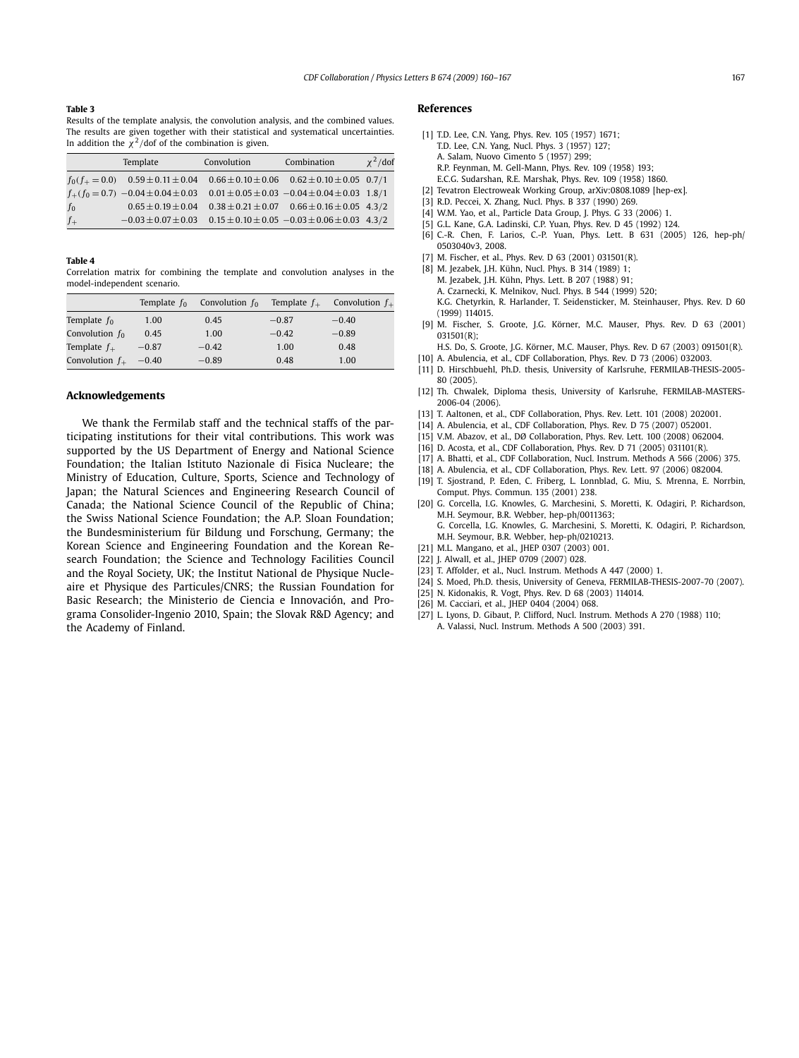**Table 3**

Results of the template analysis, the convolution analysis, and the combined values. The results are given together with their statistical and systematical uncertainties. In addition the $\chi^2$/dof of the combination is given.

| | Template | Convolution | Combination | $\chi^2$/dof |
|---|---|---|---|---|
| $f_0(f_+ = 0.0)$ | $0.59 \pm 0.11 \pm 0.04$ | $0.66 \pm 0.10 \pm 0.06$ | $0.62 \pm 0.10 \pm 0.05$ | 0.7/1 |
| $f_+(f_0 = 0.7)$ | $-0.04 \pm 0.04 \pm 0.03$ | $0.01 \pm 0.05 \pm 0.03$ | $-0.04 \pm 0.04 \pm 0.03$ | 1.8/1 |
| $f_0$ | $0.65 \pm 0.19 \pm 0.04$ | $0.38 \pm 0.21 \pm 0.07$ | $0.66 \pm 0.16 \pm 0.05$ | 4.3/2 |
| $f_+$ | $-0.03 \pm 0.07 \pm 0.03$ | $0.15 \pm 0.10 \pm 0.05$ | $-0.03 \pm 0.06 \pm 0.03$ | 4.3/2 |

**Table 4**

Correlation matrix for combining the template and convolution analyses in the model-independent scenario.

| | Template $f_0$ | Convolution $f_0$ | Template $f_+$ | Convolution $f_+$ |
|---|---|---|---|---|
| Template $f_0$ | 1.00 | 0.45 | −0.87 | −0.40 |
| Convolution $f_0$ | 0.45 | 1.00 | −0.42 | −0.89 |
| Template $f_+$ | −0.87 | −0.42 | 1.00 | 0.48 |
| Convolution $f_+$ | −0.40 | −0.89 | 0.48 | 1.00 |

## Acknowledgements

We thank the Fermilab staff and the technical staffs of the participating institutions for their vital contributions. This work was supported by the US Department of Energy and National Science Foundation; the Italian Istituto Nazionale di Fisica Nucleare; the Ministry of Education, Culture, Sports, Science and Technology of Japan; the Natural Sciences and Engineering Research Council of Canada; the National Science Council of the Republic of China; the Swiss National Science Foundation; the A.P. Sloan Foundation; the Bundesministerium für Bildung und Forschung, Germany; the Korean Science and Engineering Foundation and the Korean Research Foundation; the Science and Technology Facilities Council and the Royal Society, UK; the Institut National de Physique Nucleaire et Physique des Particules/CNRS; the Russian Foundation for Basic Research; the Ministerio de Ciencia e Innovación, and Programa Consolider-Ingenio 2010, Spain; the Slovak R&D Agency; and the Academy of Finland.

## References

[1] T.D. Lee, C.N. Yang, Phys. Rev. 105 (1957) 1671;
T.D. Lee, C.N. Yang, Nucl. Phys. 3 (1957) 127;
A. Salam, Nuovo Cimento 5 (1957) 299;
R.P. Feynman, M. Gell-Mann, Phys. Rev. 109 (1958) 193;
E.C.G. Sudarshan, R.E. Marshak, Phys. Rev. 109 (1958) 1860.

[2] Tevatron Electroweak Working Group, arXiv:0808.1089 [hep-ex].

[3] R.D. Peccei, X. Zhang, Nucl. Phys. B 337 (1990) 269.

[4] W.M. Yao, et al., Particle Data Group, J. Phys. G 33 (2006) 1.

[5] G.L. Kane, G.A. Ladinski, C.P. Yuan, Phys. Rev. D 45 (1992) 124.

[6] C.-R. Chen, F. Larios, C.-P. Yuan, Phys. Lett. B 631 (2005) 126, hep-ph/0503040v3, 2008.

[7] M. Fischer, et al., Phys. Rev. D 63 (2001) 031501(R).

[8] M. Jezabek, J.H. Kühn, Nucl. Phys. B 314 (1989) 1;
M. Jezabek, J.H. Kühn, Phys. Lett. B 207 (1988) 91;
A. Czarnecki, K. Melnikov, Nucl. Phys. B 544 (1999) 520;
K.G. Chetyrkin, R. Harlander, T. Seidensticker, M. Steinhauser, Phys. Rev. D 60 (1999) 114015.

[9] M. Fischer, S. Groote, J.G. Körner, M.C. Mauser, Phys. Rev. D 63 (2001) 031501(R);
H.S. Do, S. Groote, J.G. Körner, M.C. Mauser, Phys. Rev. D 67 (2003) 091501(R).

[10] A. Abulencia, et al., CDF Collaboration, Phys. Rev. D 73 (2006) 032003.

[11] D. Hirschbuehl, Ph.D. thesis, University of Karlsruhe, FERMILAB-THESIS-2005-80 (2005).

[12] Th. Chwalek, Diploma thesis, University of Karlsruhe, FERMILAB-MASTERS-2006-04 (2006).

[13] T. Aaltonen, et al., CDF Collaboration, Phys. Rev. Lett. 101 (2008) 202001.

[14] A. Abulencia, et al., CDF Collaboration, Phys. Rev. D 75 (2007) 052001.

[15] V.M. Abazov, et al., DØ Collaboration, Phys. Rev. Lett. 100 (2008) 062004.

[16] D. Acosta, et al., CDF Collaboration, Phys. Rev. D 71 (2005) 031101(R).

[17] A. Bhatti, et al., CDF Collaboration, Nucl. Instrum. Methods A 566 (2006) 375.

[18] A. Abulencia, et al., CDF Collaboration, Phys. Rev. Lett. 97 (2006) 082004.

[19] T. Sjostrand, P. Eden, C. Friberg, L. Lonnblad, G. Miu, S. Mrenna, E. Norrbin, Comput. Phys. Commun. 135 (2001) 238.

[20] G. Corcella, I.G. Knowles, G. Marchesini, S. Moretti, K. Odagiri, P. Richardson, M.H. Seymour, B.R. Webber, hep-ph/0011363;
G. Corcella, I.G. Knowles, G. Marchesini, S. Moretti, K. Odagiri, P. Richardson, M.H. Seymour, B.R. Webber, hep-ph/0210213.

[21] M.L. Mangano, et al., JHEP 0307 (2003) 001.

[22] J. Alwall, et al., JHEP 0709 (2007) 028.

[23] T. Affolder, et al., Nucl. Instrum. Methods A 447 (2000) 1.

[24] S. Moed, Ph.D. thesis, University of Geneva, FERMILAB-THESIS-2007-70 (2007).

[25] N. Kidonakis, R. Vogt, Phys. Rev. D 68 (2003) 114014.

[26] M. Cacciari, et al., JHEP 0404 (2004) 068.

[27] L. Lyons, D. Gibaut, P. Clifford, Nucl. Instrum. Methods A 270 (1988) 110;
A. Valassi, Nucl. Instrum. Methods A 500 (2003) 391.